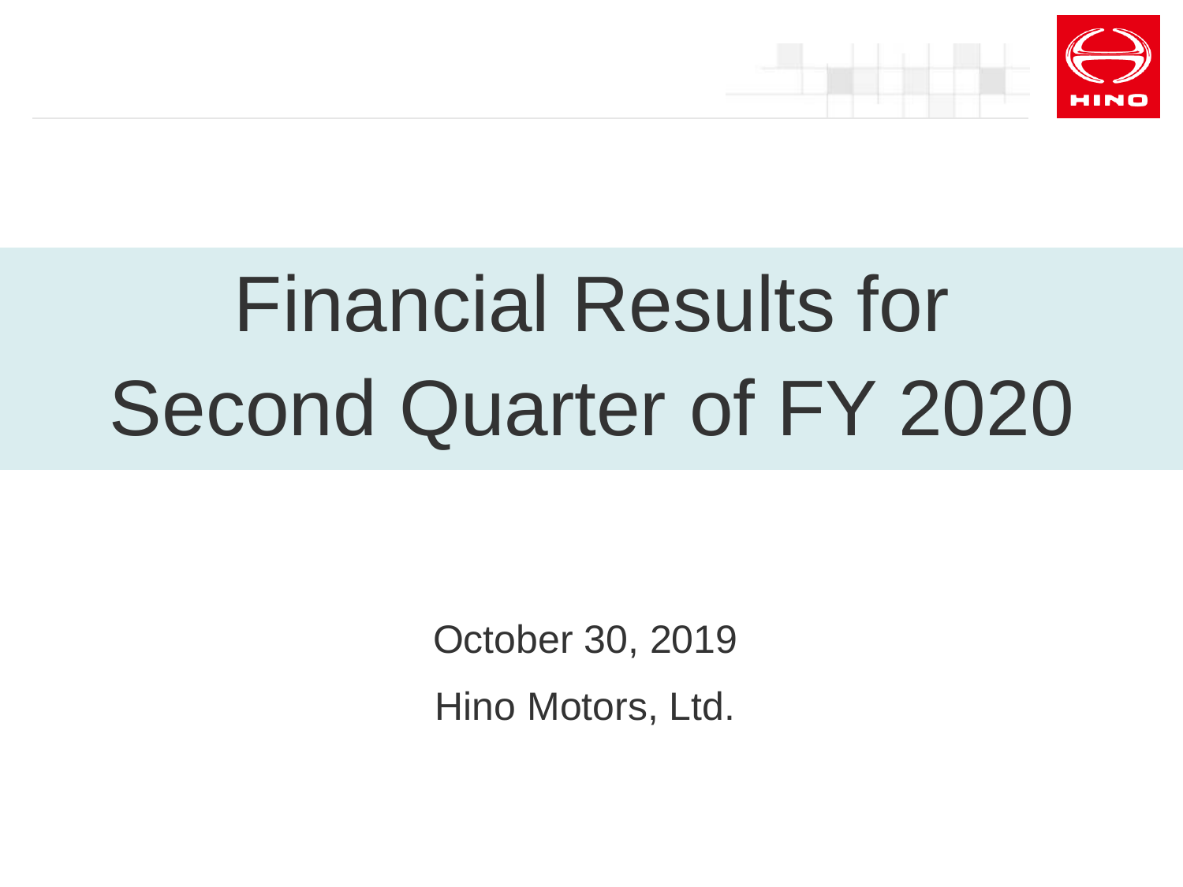# Financial Results for Second Quarter of FY 2020

October 30, 2019

Hino Motors, Ltd.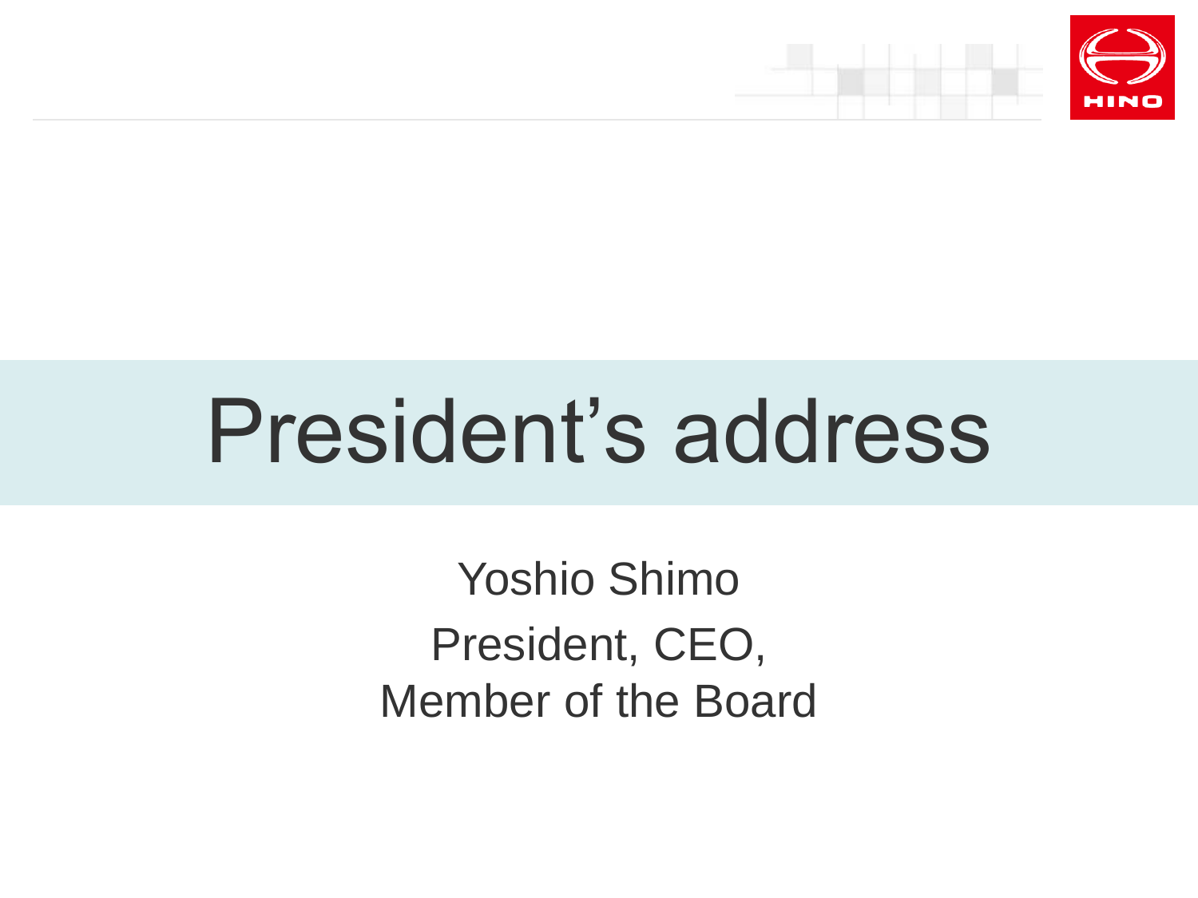# President's address

Yoshio Shimo

President, CEO,
Member of the Board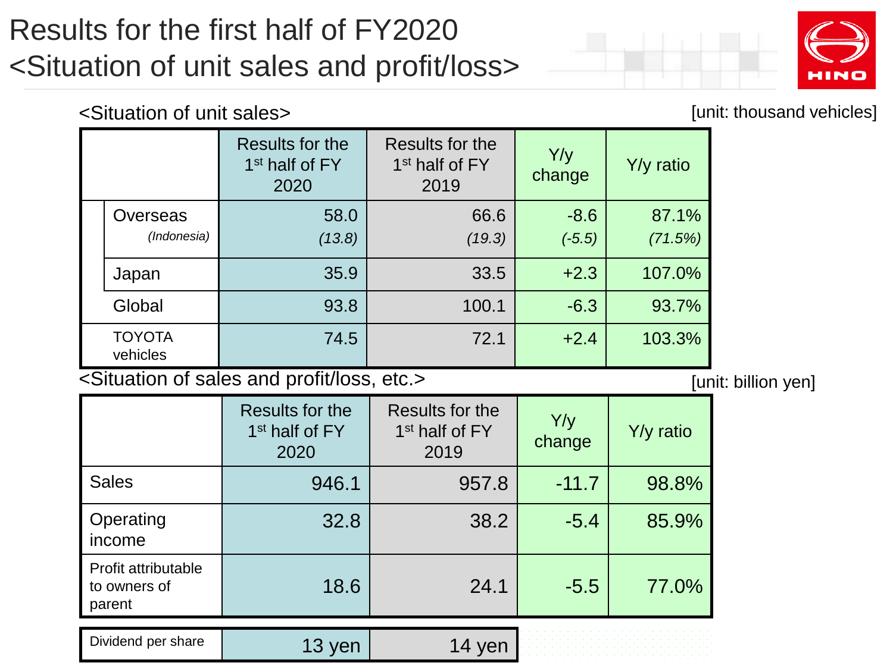# Results for the first half of FY2020 <Situation of unit sales and profit/loss>

## <Situation of unit sales>

[unit: thousand vehicles]

| | Results for the 1st half of FY 2020 | Results for the 1st half of FY 2019 | Y/y change | Y/y ratio |
|---|---|---|---|---|
| Overseas | 58.0 | 66.6 | -8.6 | 87.1% |
| *(Indonesia)* | *(13.8)* | *(19.3)* | *(-5.5)* | *(71.5%)* |
| Japan | 35.9 | 33.5 | +2.3 | 107.0% |
| Global | 93.8 | 100.1 | -6.3 | 93.7% |
| TOYOTA vehicles | 74.5 | 72.1 | +2.4 | 103.3% |

## <Situation of sales and profit/loss, etc.>

[unit: billion yen]

| | Results for the 1st half of FY 2020 | Results for the 1st half of FY 2019 | Y/y change | Y/y ratio |
|---|---|---|---|---|
| Sales | 946.1 | 957.8 | -11.7 | 98.8% |
| Operating income | 32.8 | 38.2 | -5.4 | 85.9% |
| Profit attributable to owners of parent | 18.6 | 24.1 | -5.5 | 77.0% |

| | | |
|---|---|---|
| Dividend per share | 13 yen | 14 yen |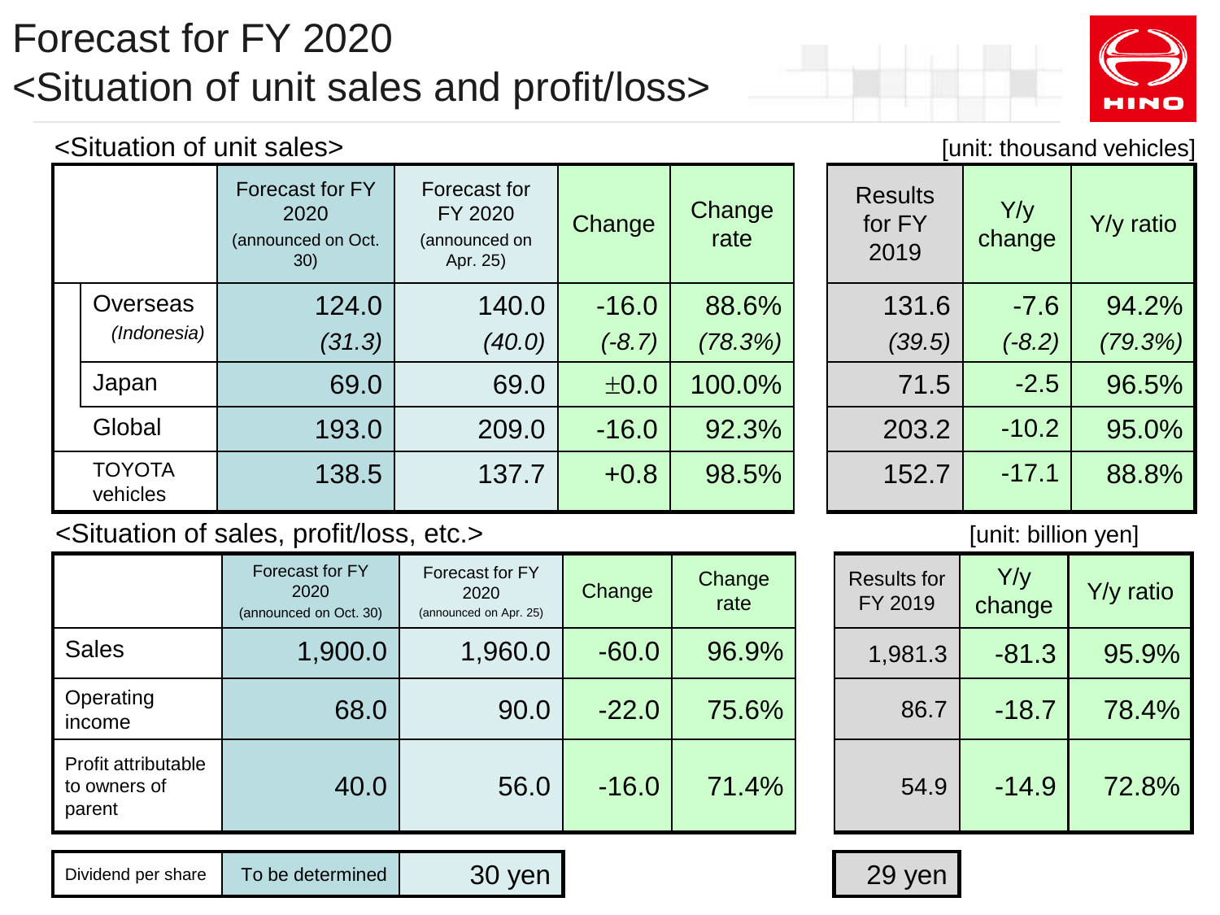# Forecast for FY 2020
# <Situation of unit sales and profit/loss>

## <Situation of unit sales>

[unit: thousand vehicles]

| | Forecast for FY 2020 (announced on Oct. 30) | Forecast for FY 2020 (announced on Apr. 25) | Change | Change rate | Results for FY 2019 | Y/y change | Y/y ratio |
|---|---|---|---|---|---|---|---|
| Overseas | 124.0 | 140.0 | -16.0 | 88.6% | 131.6 | -7.6 | 94.2% |
| *(Indonesia)* | *(31.3)* | *(40.0)* | *(-8.7)* | *(78.3%)* | *(39.5)* | *(-8.2)* | *(79.3%)* |
| Japan | 69.0 | 69.0 | ±0.0 | 100.0% | 71.5 | -2.5 | 96.5% |
| Global | 193.0 | 209.0 | -16.0 | 92.3% | 203.2 | -10.2 | 95.0% |
| TOYOTA vehicles | 138.5 | 137.7 | +0.8 | 98.5% | 152.7 | -17.1 | 88.8% |

## <Situation of sales, profit/loss, etc.>

[unit: billion yen]

| | Forecast for FY 2020 (announced on Oct. 30) | Forecast for FY 2020 (announced on Apr. 25) | Change | Change rate | Results for FY 2019 | Y/y change | Y/y ratio |
|---|---|---|---|---|---|---|---|
| Sales | 1,900.0 | 1,960.0 | -60.0 | 96.9% | 1,981.3 | -81.3 | 95.9% |
| Operating income | 68.0 | 90.0 | -22.0 | 75.6% | 86.7 | -18.7 | 78.4% |
| Profit attributable to owners of parent | 40.0 | 56.0 | -16.0 | 71.4% | 54.9 | -14.9 | 72.8% |

| | Forecast for FY 2020 (announced on Oct. 30) | Forecast for FY 2020 (announced on Apr. 25) | Results for FY 2019 |
|---|---|---|---|
| Dividend per share | To be determined | 30 yen | 29 yen |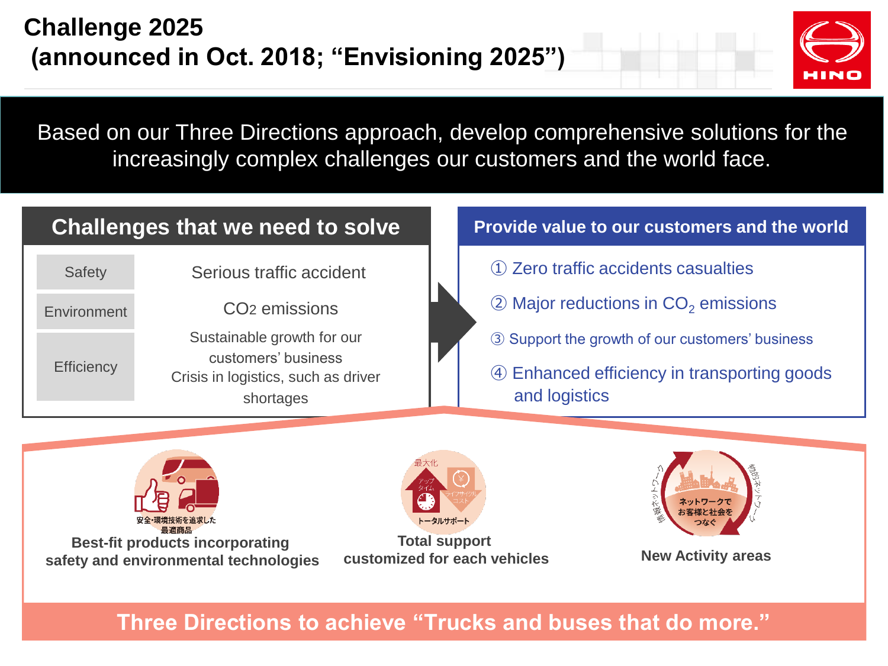# Challenge 2025
## (announced in Oct. 2018; "Envisioning 2025")

**Based on our Three Directions approach, develop comprehensive solutions for the increasingly complex challenges our customers and the world face.**

### Challenges that we need to solve

| | |
|---|---|
| Safety | Serious traffic accident |
| Environment | $CO_2$ emissions |
| Efficiency | Sustainable growth for our customers' business<br>Crisis in logistics, such as driver shortages |

### Provide value to our customers and the world

① Zero traffic accidents casualties

② Major reductions in $CO_2$ emissions

③ Support the growth of our customers' business

④ Enhanced efficiency in transporting goods and logistics

安全・環境技術を追求した最適商品

**Best-fit products incorporating safety and environmental technologies**

最大化 アップタイム ライフサイクルコスト トータルサポート

**Total support customized for each vehicles**

ネットワークでお客様と社会をつなぐ 物流ネットワーク 人流ネットワーク

**New Activity areas**

**Three Directions to achieve "Trucks and buses that do more."**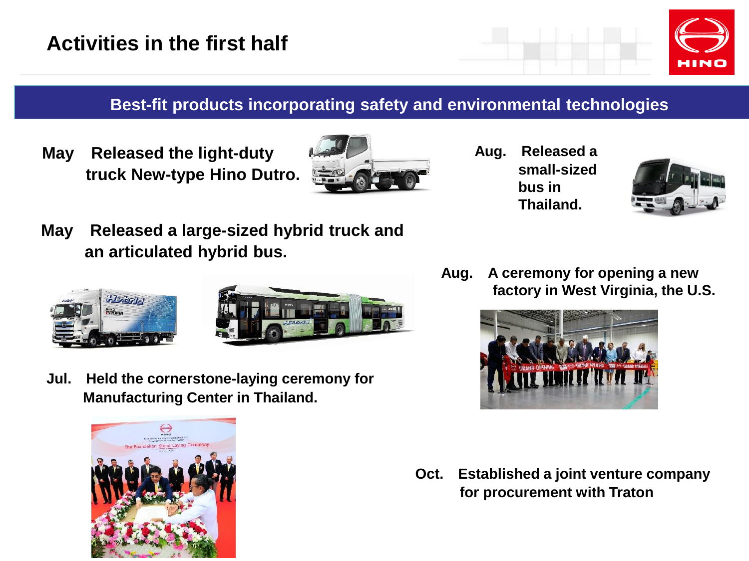# Activities in the first half

## Best-fit products incorporating safety and environmental technologies

**May** Released the light-duty truck New-type Hino Dutro.

**May** Released a large-sized hybrid truck and an articulated hybrid bus.

**Jul.** Held the cornerstone-laying ceremony for Manufacturing Center in Thailand.

**Aug.** Released a small-sized bus in Thailand.

**Aug.** A ceremony for opening a new factory in West Virginia, the U.S.

**Oct.** Established a joint venture company for procurement with Traton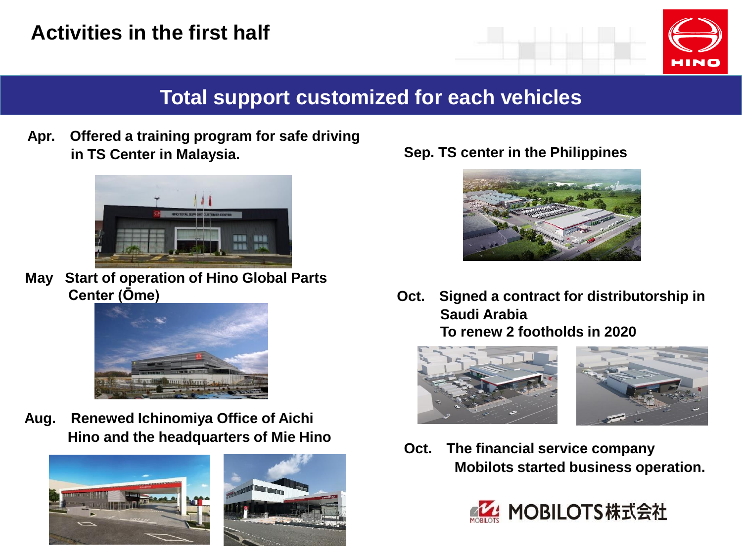# Activities in the first half

## Total support customized for each vehicles

**Apr.** Offered a training program for safe driving in TS Center in Malaysia.

**May** Start of operation of Hino Global Parts Center (Ōme)

**Aug.** Renewed Ichinomiya Office of Aichi Hino and the headquarters of Mie Hino

**Sep.** TS center in the Philippines

**Oct.** Signed a contract for distributorship in Saudi Arabia
To renew 2 footholds in 2020

**Oct.** The financial service company Mobilots started business operation.

MOBILOTS株式会社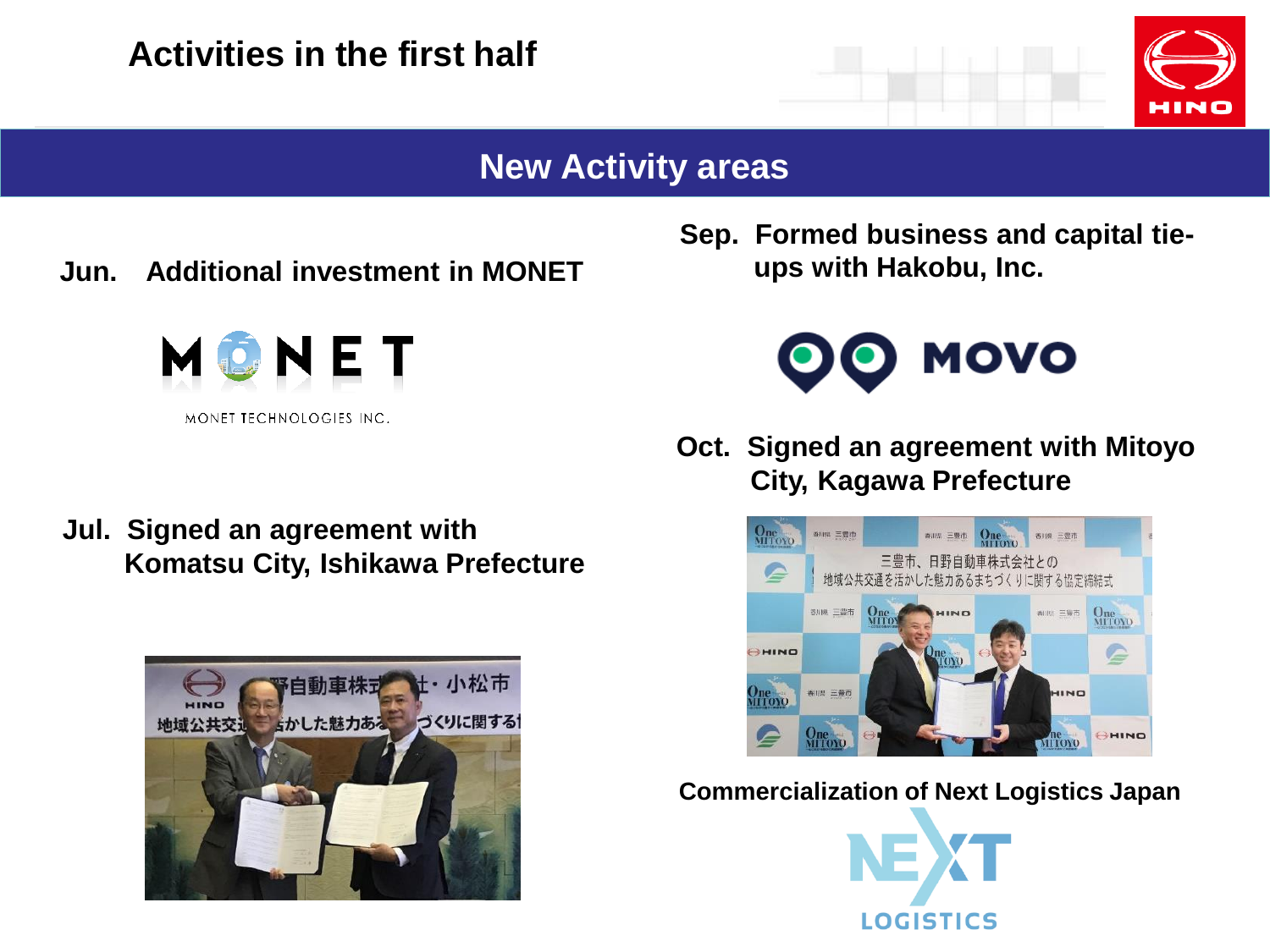# Activities in the first half

## New Activity areas

**Jun. Additional investment in MONET**

MONET TECHNOLOGIES INC.

**Jul. Signed an agreement with Komatsu City, Ishikawa Prefecture**

**Sep. Formed business and capital tie-ups with Hakobu, Inc.**

MOVO

**Oct. Signed an agreement with Mitoyo City, Kagawa Prefecture**

**Commercialization of Next Logistics Japan**

NEXT LOGISTICS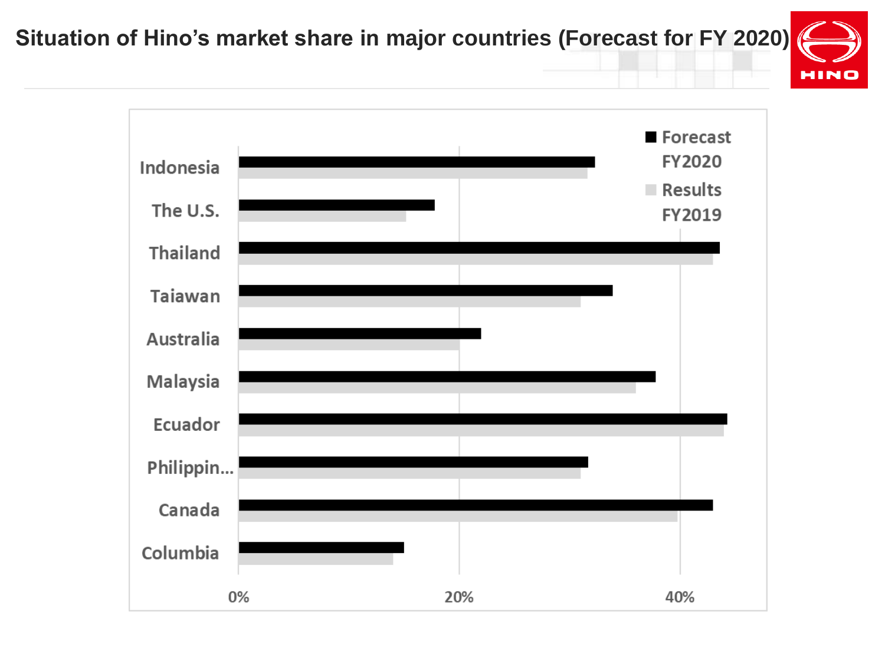## Situation of Hino's market share in major countries (Forecast for FY 2020)

Indonesia

The U.S.

Thailand

Taiawan

Australia

Malaysia

Ecuador

Philippin...

Canada

Columbia

■ Forecast FY2020

■ Results FY2019

0% 20% 40%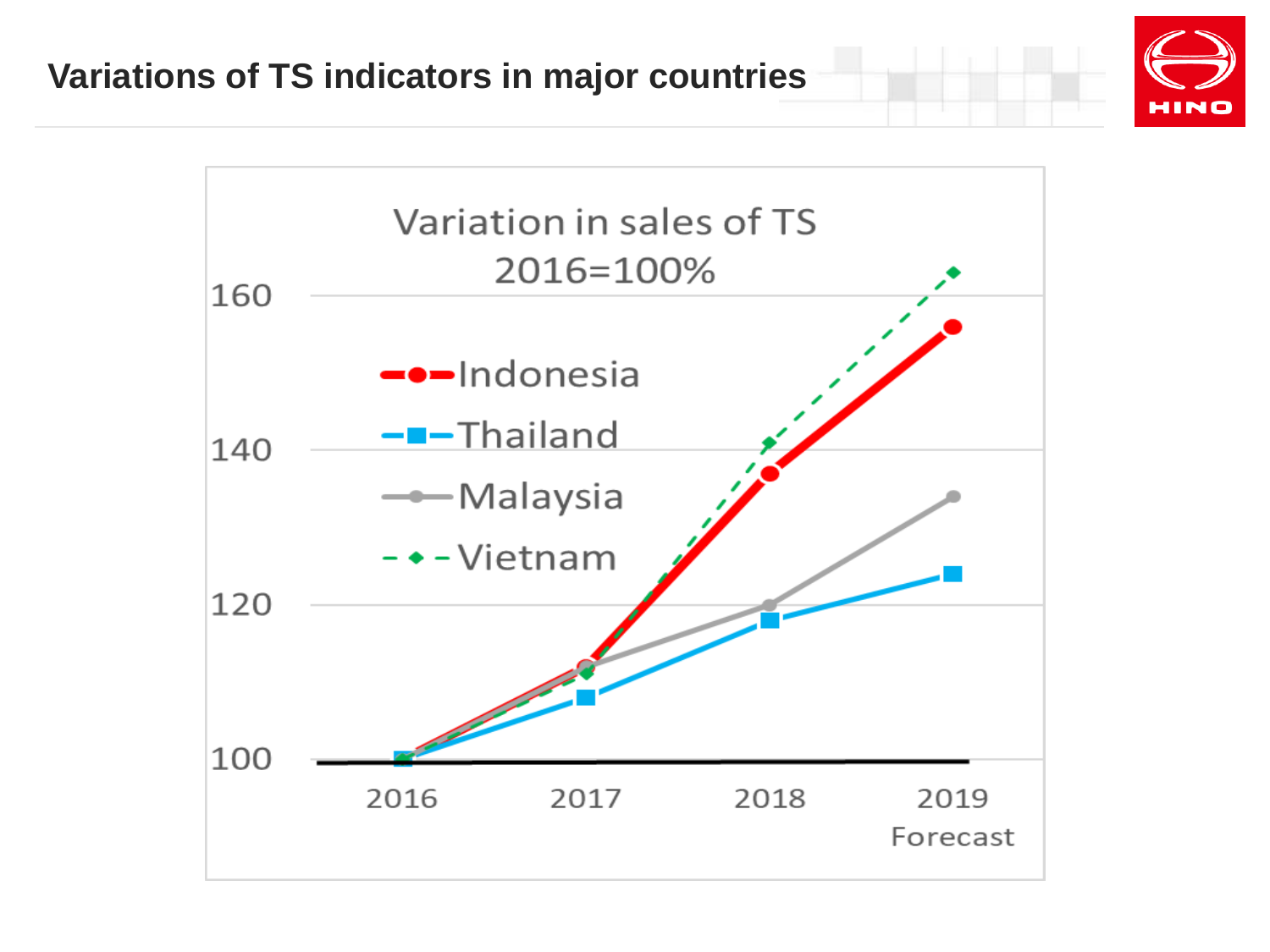# Variations of TS indicators in major countries

Variation in sales of TS
2016=100%

- Indonesia
- Thailand
- Malaysia
- Vietnam

160
140
120
100

2016 2017 2018 2019 Forecast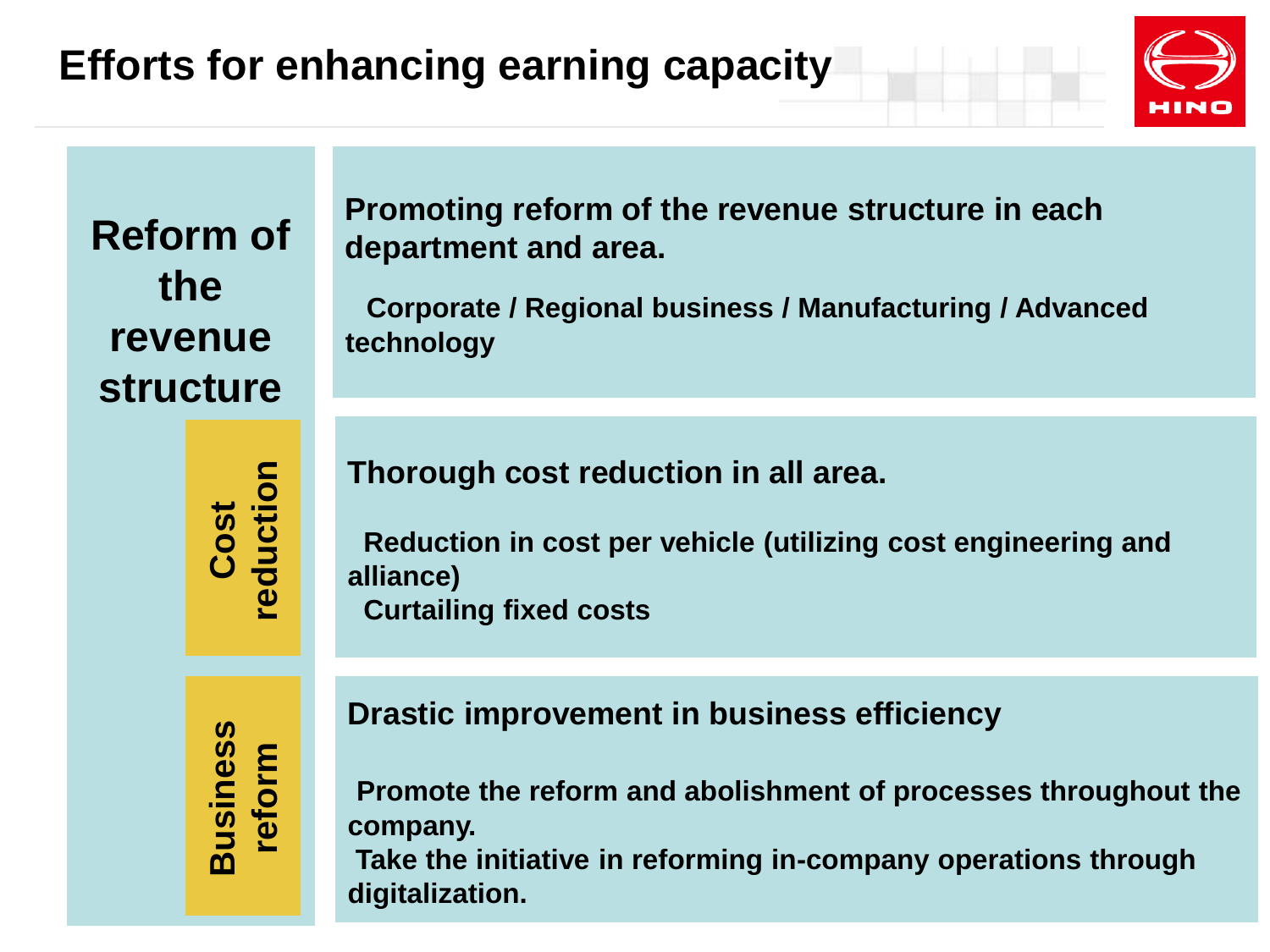# Efforts for enhancing earning capacity

## Reform of the revenue structure

**Promoting reform of the revenue structure in each department and area.**

Corporate / Regional business / Manufacturing / Advanced technology

## Cost reduction

**Thorough cost reduction in all area.**

- Reduction in cost per vehicle (utilizing cost engineering and alliance)
- Curtailing fixed costs

## Business reform

**Drastic improvement in business efficiency**

- Promote the reform and abolishment of processes throughout the company.
- Take the initiative in reforming in-company operations through digitalization.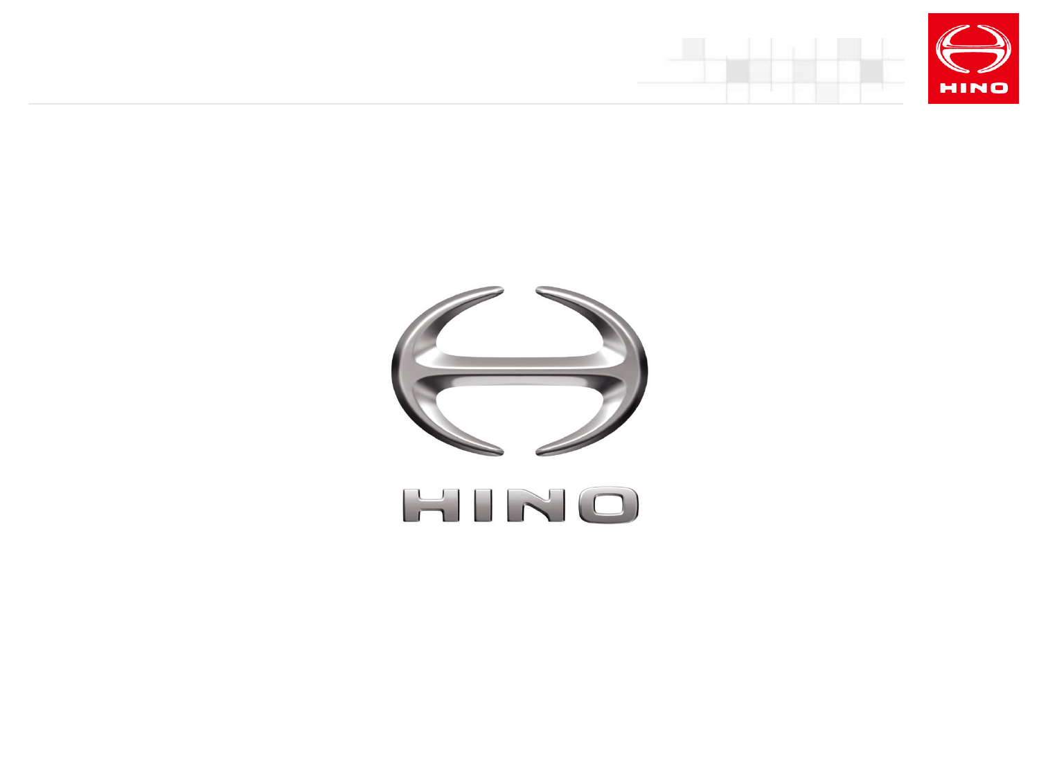HINO